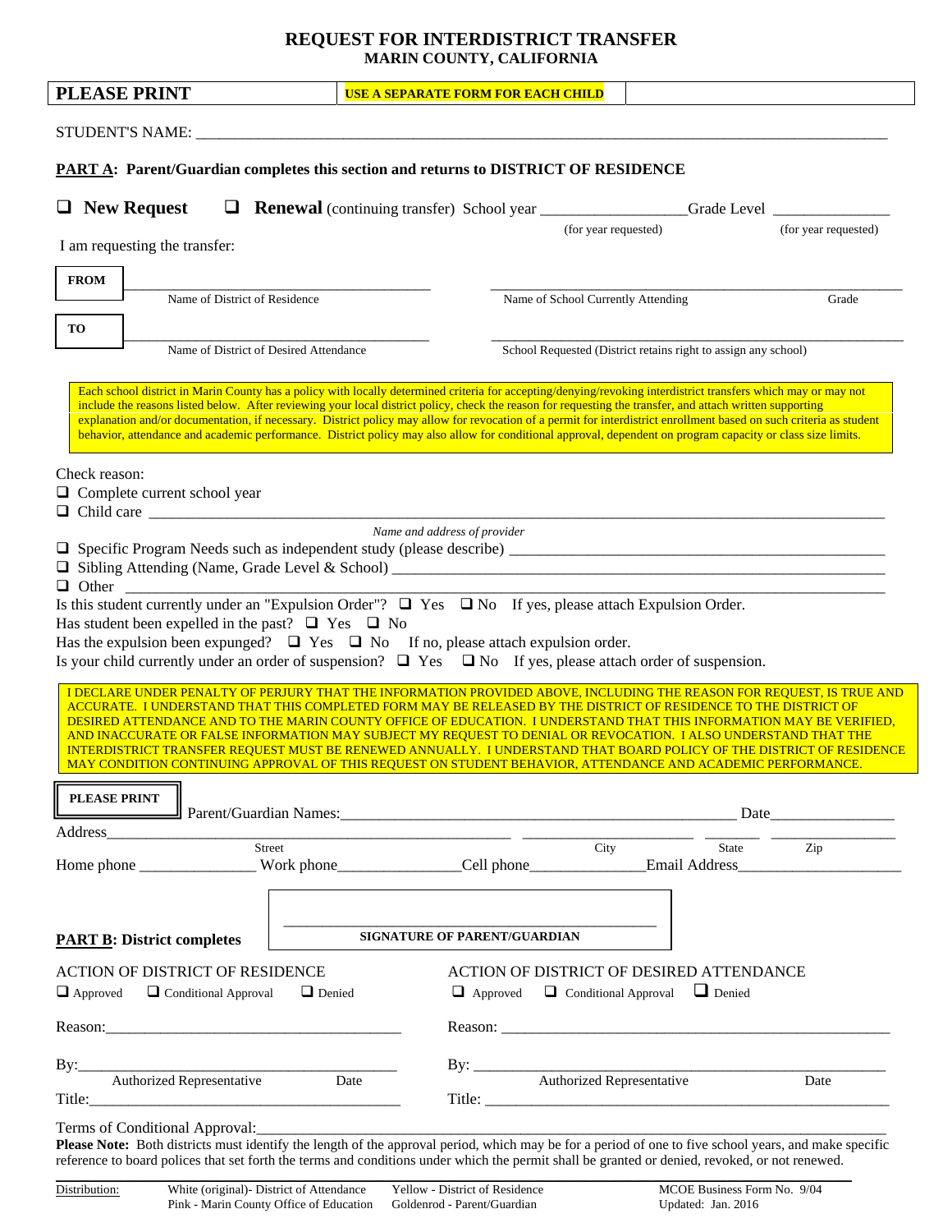# REQUEST FOR INTERDISTRICT TRANSFER
## MARIN COUNTY, CALIFORNIA

| **PLEASE PRINT** | **USE A SEPARATE FORM FOR EACH CHILD** | |
|---|---|---|

STUDENT'S NAME: ____________________________________________________________

**PART A: Parent/Guardian completes this section and returns to DISTRICT OF RESIDENCE**

❑ **New Request** ❑ **Renewal** (continuing transfer) School year ________________ Grade Level ______________
(for year requested) (for year requested)

I am requesting the transfer:

**FROM** ______________________________ ______________________________
Name of District of Residence — Name of School Currently Attending — Grade

**TO** ______________________________ ______________________________
Name of District of Desired Attendance — School Requested (District retains right to assign any school)

Each school district in Marin County has a policy with locally determined criteria for accepting/denying/revoking interdistrict transfers which may or may not include the reasons listed below. After reviewing your local district policy, check the reason for requesting the transfer, and attach written supporting explanation and/or documentation, if necessary. District policy may allow for revocation of a permit for interdistrict enrollment based on such criteria as student behavior, attendance and academic performance. District policy may also allow for conditional approval, dependent on program capacity or class size limits.

Check reason:

❑ Complete current school year
❑ Child care ____________________________________________
*Name and address of provider*
❑ Specific Program Needs such as independent study (please describe) ______________________
❑ Sibling Attending (Name, Grade Level & School) ______________________
❑ Other ______________________

Is this student currently under an "Expulsion Order"? ❑ Yes ❑ No If yes, please attach Expulsion Order.
Has student been expelled in the past? ❑ Yes ❑ No
Has the expulsion been expunged? ❑ Yes ❑ No If no, please attach expulsion order.
Is your child currently under an order of suspension? ❑ Yes ❑ No If yes, please attach order of suspension.

I DECLARE UNDER PENALTY OF PERJURY THAT THE INFORMATION PROVIDED ABOVE, INCLUDING THE REASON FOR REQUEST, IS TRUE AND ACCURATE. I UNDERSTAND THAT THIS COMPLETED FORM MAY BE RELEASED BY THE DISTRICT OF RESIDENCE TO THE DISTRICT OF DESIRED ATTENDANCE AND TO THE MARIN COUNTY OFFICE OF EDUCATION. I UNDERSTAND THAT THIS INFORMATION MAY BE VERIFIED, AND INACCURATE OR FALSE INFORMATION MAY SUBJECT MY REQUEST TO DENIAL OR REVOCATION. I ALSO UNDERSTAND THAT THE INTERDISTRICT TRANSFER REQUEST MUST BE RENEWED ANNUALLY. I UNDERSTAND THAT BOARD POLICY OF THE DISTRICT OF RESIDENCE MAY CONDITION CONTINUING APPROVAL OF THIS REQUEST ON STUDENT BEHAVIOR, ATTENDANCE AND ACADEMIC PERFORMANCE.

**PLEASE PRINT** Parent/Guardian Names:______________________________ Date______________

Address______________________________ ______________ ______ __________
Street — City — State — Zip

Home phone ______________ Work phone______________ Cell phone______________ Email Address____________________

______________________________
**SIGNATURE OF PARENT/GUARDIAN**

**PART B: District completes**

ACTION OF DISTRICT OF RESIDENCE
❑ Approved ❑ Conditional Approval ❑ Denied

Reason:______________________________

By:______________________________
Authorized Representative — Date

Title:______________________________

ACTION OF DISTRICT OF DESIRED ATTENDANCE
❑ Approved ❑ Conditional Approval ❑ Denied

Reason: ______________________________

By: ______________________________
Authorized Representative — Date

Title: ______________________________

Terms of Conditional Approval:______________________________

**Please Note:** Both districts must identify the length of the approval period, which may be for a period of one to five school years, and make specific reference to board polices that set forth the terms and conditions under which the permit shall be granted or denied, revoked, or not renewed.

Distribution: White (original)- District of Attendance; Pink - Marin County Office of Education; Yellow - District of Residence; Goldenrod - Parent/Guardian

MCOE Business Form No. 9/04
Updated: Jan. 2016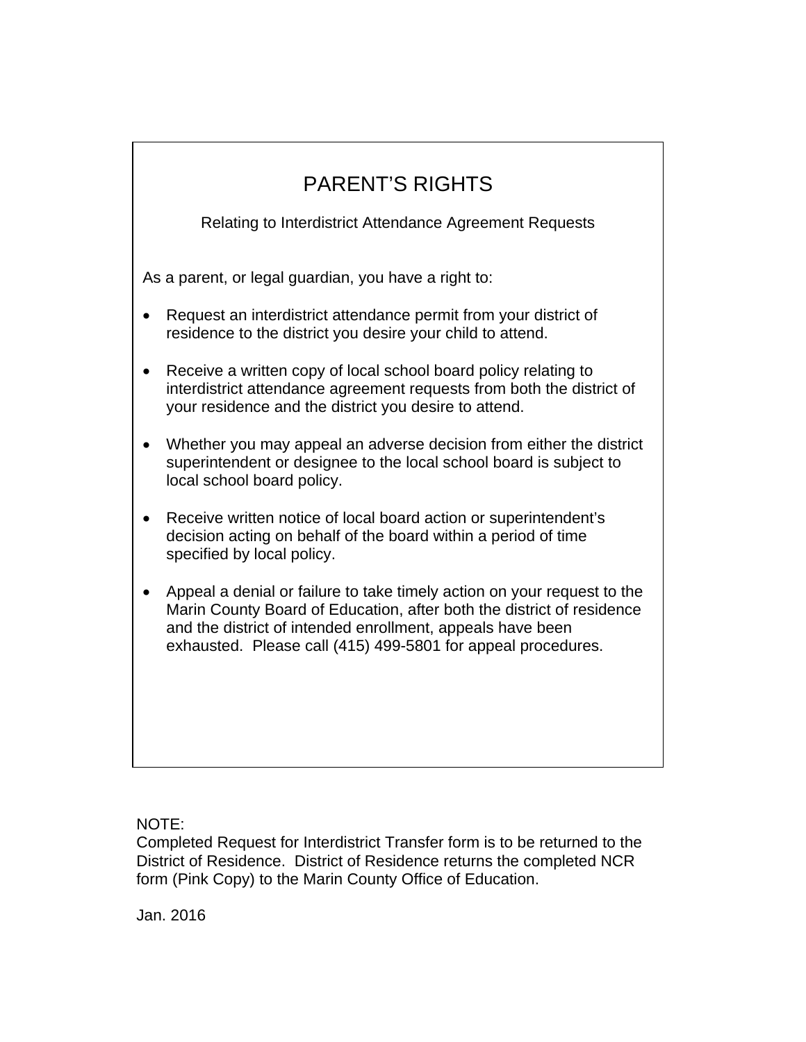# PARENT'S RIGHTS

Relating to Interdistrict Attendance Agreement Requests

As a parent, or legal guardian, you have a right to:

- Request an interdistrict attendance permit from your district of residence to the district you desire your child to attend.
- Receive a written copy of local school board policy relating to interdistrict attendance agreement requests from both the district of your residence and the district you desire to attend.
- Whether you may appeal an adverse decision from either the district superintendent or designee to the local school board is subject to local school board policy.
- Receive written notice of local board action or superintendent's decision acting on behalf of the board within a period of time specified by local policy.
- Appeal a denial or failure to take timely action on your request to the Marin County Board of Education, after both the district of residence and the district of intended enrollment, appeals have been exhausted. Please call (415) 499-5801 for appeal procedures.

NOTE:
Completed Request for Interdistrict Transfer form is to be returned to the District of Residence. District of Residence returns the completed NCR form (Pink Copy) to the Marin County Office of Education.

Jan. 2016